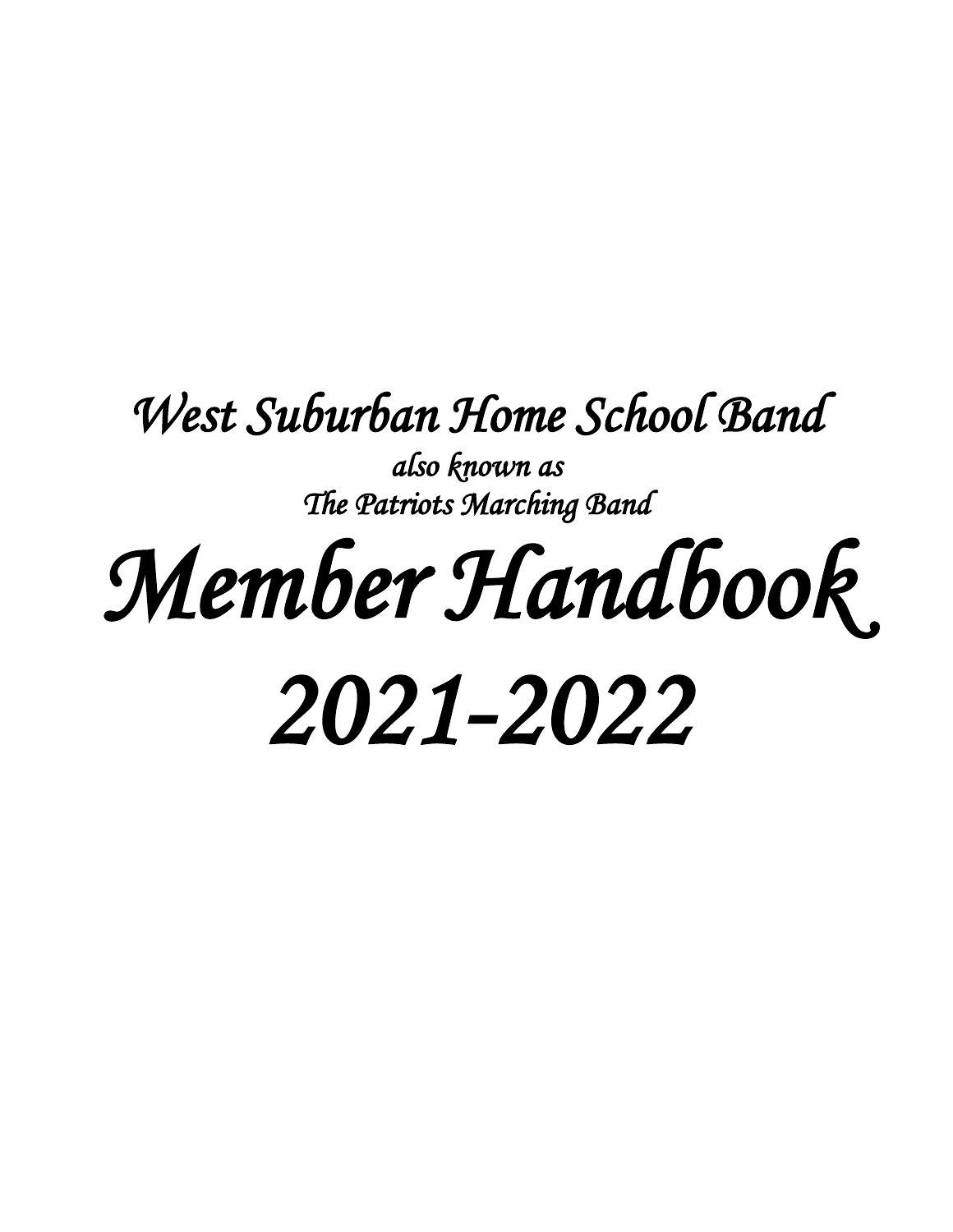# *West Suburban Home School Band*

*also known as*

*The Patriots Marching Band*

# *Member Handbook*

# *2021-2022*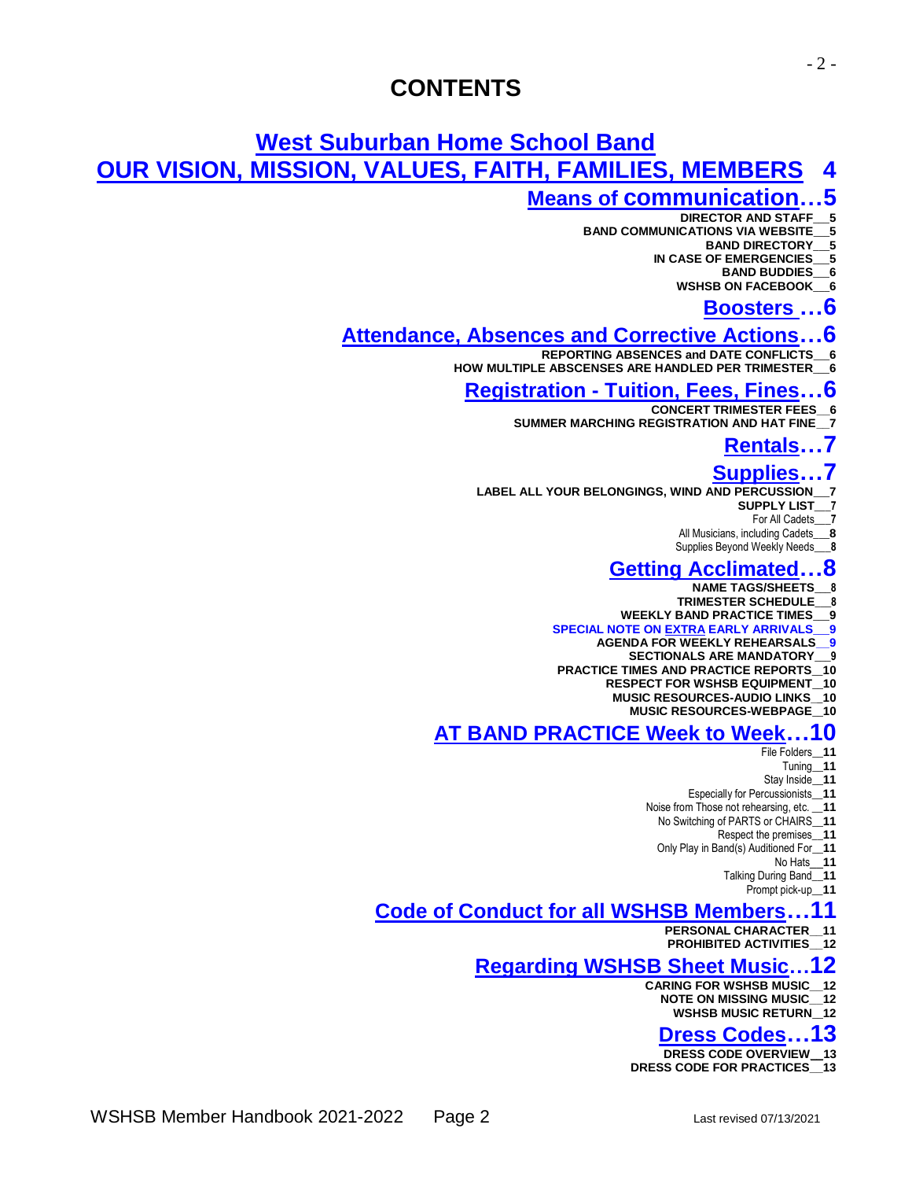# CONTENTS

## West Suburban Home School Band

## OUR VISION, MISSION, VALUES, FAITH, FAMILIES, MEMBERS 4

### Means of communication…5

**DIRECTOR AND STAFF__5**
**BAND COMMUNICATIONS VIA WEBSITE__5**
**BAND DIRECTORY__5**
**IN CASE OF EMERGENCIES__5**
**BAND BUDDIES__6**
**WSHSB ON FACEBOOK__6**

### Boosters …6

### Attendance, Absences and Corrective Actions…6

**REPORTING ABSENCES and DATE CONFLICTS__6**
**HOW MULTIPLE ABSCENSES ARE HANDLED PER TRIMESTER__6**

### Registration - Tuition, Fees, Fines…6

**CONCERT TRIMESTER FEES__6**
**SUMMER MARCHING REGISTRATION AND HAT FINE__7**

### Rentals…7

### Supplies…7

**LABEL ALL YOUR BELONGINGS, WIND AND PERCUSSION__7**
**SUPPLY LIST__7**
For All Cadets__**7**
All Musicians, including Cadets__**8**
Supplies Beyond Weekly Needs__**8**

### Getting Acclimated…8

**NAME TAGS/SHEETS__8**
**TRIMESTER SCHEDULE__8**
**WEEKLY BAND PRACTICE TIMES__9**
**SPECIAL NOTE ON EXTRA EARLY ARRIVALS__9**
**AGENDA FOR WEEKLY REHEARSALS__9**
**SECTIONALS ARE MANDATORY__9**
**PRACTICE TIMES AND PRACTICE REPORTS__10**
**RESPECT FOR WSHSB EQUIPMENT__10**
**MUSIC RESOURCES-AUDIO LINKS__10**
**MUSIC RESOURCES-WEBPAGE__10**

### AT BAND PRACTICE Week to Week…10

File Folders__**11**
Tuning__**11**
Stay Inside__**11**
Especially for Percussionists__**11**
Noise from Those not rehearsing, etc. __**11**
No Switching of PARTS or CHAIRS__**11**
Respect the premises__**11**
Only Play in Band(s) Auditioned For__**11**
No Hats__**11**
Talking During Band__**11**
Prompt pick-up__**11**

### Code of Conduct for all WSHSB Members…11

**PERSONAL CHARACTER__11**
**PROHIBITED ACTIVITIES__12**

### Regarding WSHSB Sheet Music…12

**CARING FOR WSHSB MUSIC__12**
**NOTE ON MISSING MUSIC__12**
**WSHSB MUSIC RETURN__12**

### Dress Codes…13

**DRESS CODE OVERVIEW__13**
**DRESS CODE FOR PRACTICES__13**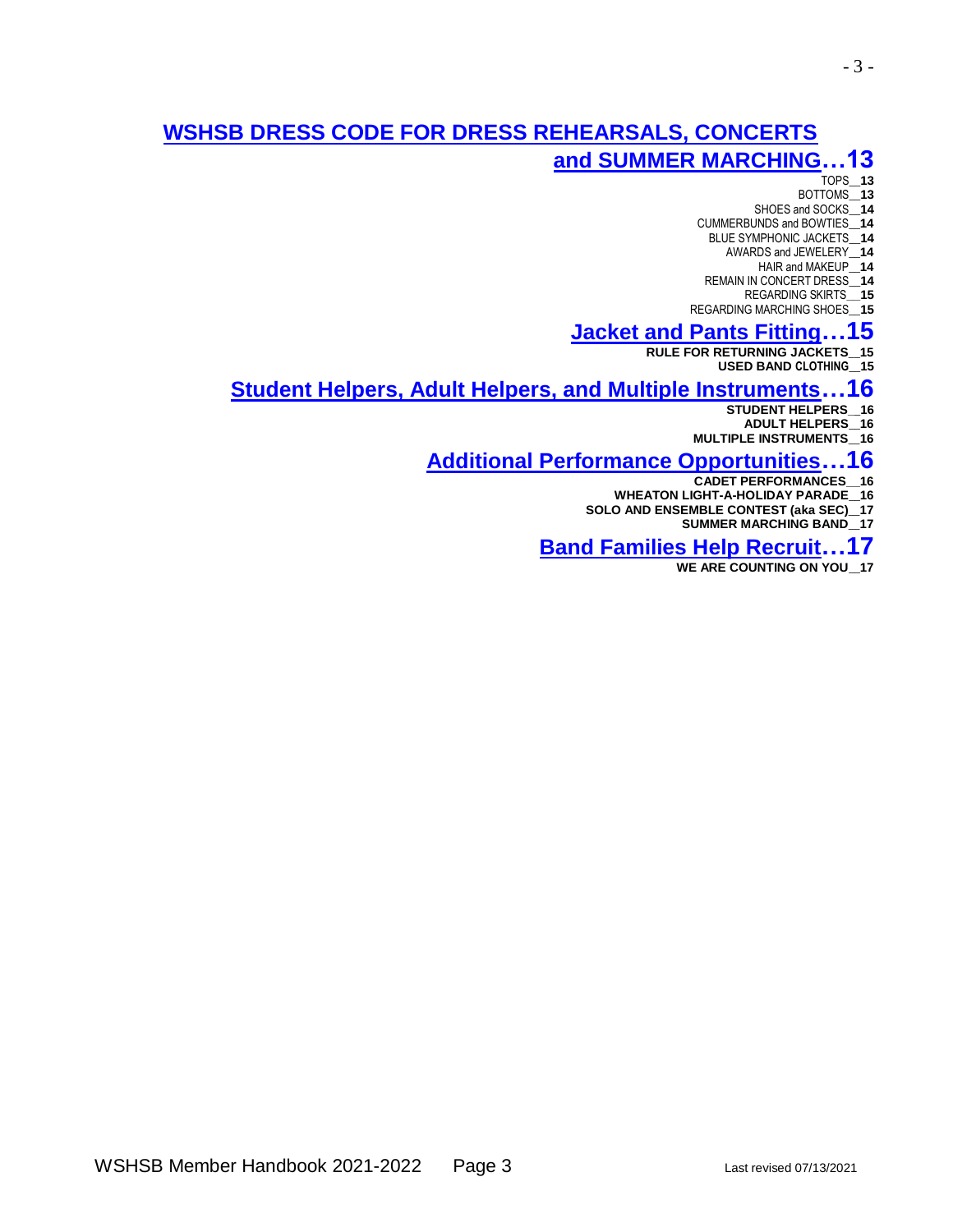## WSHSB DRESS CODE FOR DRESS REHEARSALS, CONCERTS and SUMMER MARCHING…13

TOPS__**13**
BOTTOMS__**13**
SHOES and SOCKS__**14**
CUMMERBUNDS and BOWTIES__**14**
BLUE SYMPHONIC JACKETS__**14**
AWARDS and JEWELERY__**14**
HAIR and MAKEUP__**14**
REMAIN IN CONCERT DRESS__**14**
REGARDING SKIRTS__**15**
REGARDING MARCHING SHOES__**15**

## Jacket and Pants Fitting…15

**RULE FOR RETURNING JACKETS__15**
**USED BAND CLOTHING__15**

## Student Helpers, Adult Helpers, and Multiple Instruments…16

**STUDENT HELPERS__16**
**ADULT HELPERS__16**
**MULTIPLE INSTRUMENTS__16**

## Additional Performance Opportunities…16

**CADET PERFORMANCES__16**
**WHEATON LIGHT-A-HOLIDAY PARADE__16**
**SOLO AND ENSEMBLE CONTEST (aka SEC)__17**
**SUMMER MARCHING BAND__17**

## Band Families Help Recruit…17

**WE ARE COUNTING ON YOU__17**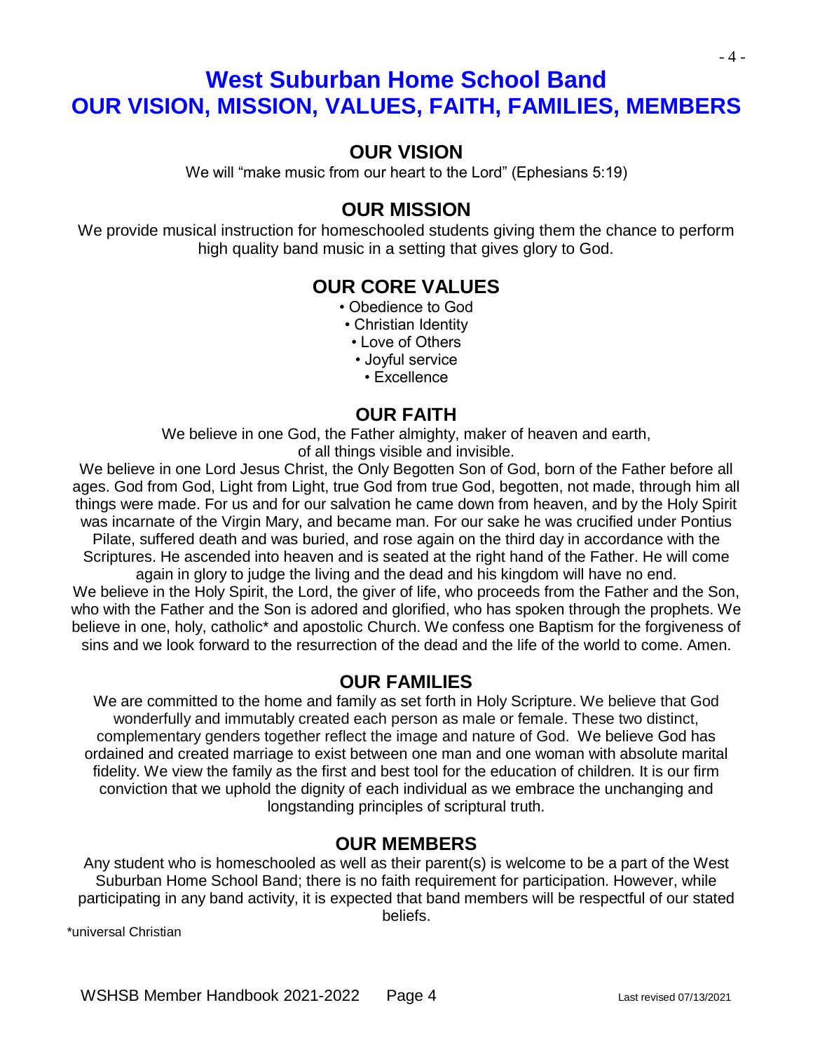# West Suburban Home School Band
# OUR VISION, MISSION, VALUES, FAITH, FAMILIES, MEMBERS

## OUR VISION

We will "make music from our heart to the Lord" (Ephesians 5:19)

## OUR MISSION

We provide musical instruction for homeschooled students giving them the chance to perform high quality band music in a setting that gives glory to God.

## OUR CORE VALUES

- Obedience to God
- Christian Identity
- Love of Others
- Joyful service
- Excellence

## OUR FAITH

We believe in one God, the Father almighty, maker of heaven and earth, of all things visible and invisible.

We believe in one Lord Jesus Christ, the Only Begotten Son of God, born of the Father before all ages. God from God, Light from Light, true God from true God, begotten, not made, through him all things were made. For us and for our salvation he came down from heaven, and by the Holy Spirit was incarnate of the Virgin Mary, and became man. For our sake he was crucified under Pontius Pilate, suffered death and was buried, and rose again on the third day in accordance with the Scriptures. He ascended into heaven and is seated at the right hand of the Father. He will come again in glory to judge the living and the dead and his kingdom will have no end.

We believe in the Holy Spirit, the Lord, the giver of life, who proceeds from the Father and the Son, who with the Father and the Son is adored and glorified, who has spoken through the prophets. We believe in one, holy, catholic* and apostolic Church. We confess one Baptism for the forgiveness of sins and we look forward to the resurrection of the dead and the life of the world to come. Amen.

## OUR FAMILIES

We are committed to the home and family as set forth in Holy Scripture. We believe that God wonderfully and immutably created each person as male or female. These two distinct, complementary genders together reflect the image and nature of God. We believe God has ordained and created marriage to exist between one man and one woman with absolute marital fidelity. We view the family as the first and best tool for the education of children. It is our firm conviction that we uphold the dignity of each individual as we embrace the unchanging and longstanding principles of scriptural truth.

## OUR MEMBERS

Any student who is homeschooled as well as their parent(s) is welcome to be a part of the West Suburban Home School Band; there is no faith requirement for participation. However, while participating in any band activity, it is expected that band members will be respectful of our stated beliefs.

*universal Christian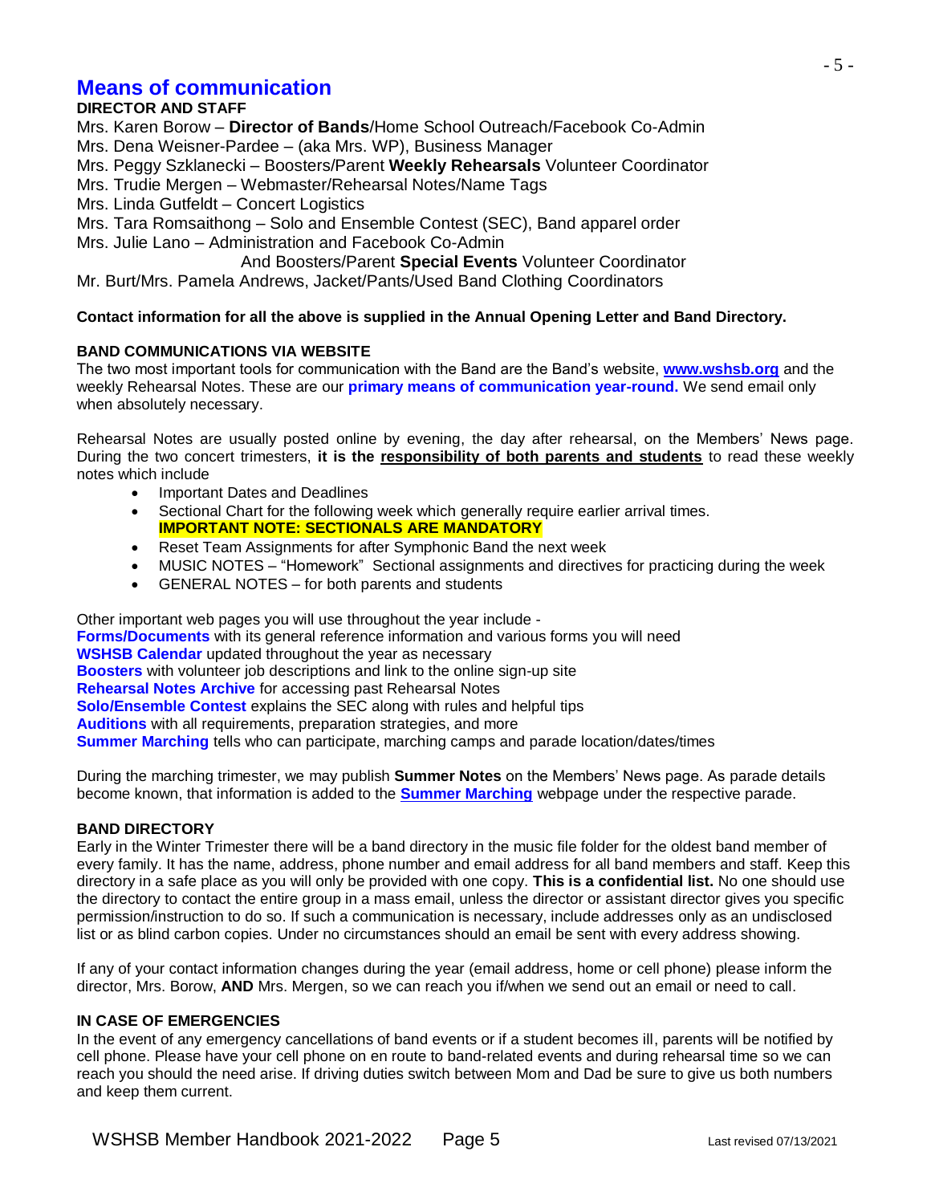# Means of communication

### DIRECTOR AND STAFF

Mrs. Karen Borow – **Director of Bands**/Home School Outreach/Facebook Co-Admin
Mrs. Dena Weisner-Pardee – (aka Mrs. WP), Business Manager
Mrs. Peggy Szklanecki – Boosters/Parent **Weekly Rehearsals** Volunteer Coordinator
Mrs. Trudie Mergen – Webmaster/Rehearsal Notes/Name Tags
Mrs. Linda Gutfeldt – Concert Logistics
Mrs. Tara Romsaithong – Solo and Ensemble Contest (SEC), Band apparel order
Mrs. Julie Lano – Administration and Facebook Co-Admin
And Boosters/Parent **Special Events** Volunteer Coordinator
Mr. Burt/Mrs. Pamela Andrews, Jacket/Pants/Used Band Clothing Coordinators

**Contact information for all the above is supplied in the Annual Opening Letter and Band Directory.**

### BAND COMMUNICATIONS VIA WEBSITE

The two most important tools for communication with the Band are the Band's website, **www.wshsb.org** and the weekly Rehearsal Notes. These are our **primary means of communication year-round.** We send email only when absolutely necessary.

Rehearsal Notes are usually posted online by evening, the day after rehearsal, on the Members' News page. During the two concert trimesters, **it is the responsibility of both parents and students** to read these weekly notes which include

- Important Dates and Deadlines
- Sectional Chart for the following week which generally require earlier arrival times.
  **IMPORTANT NOTE: SECTIONALS ARE MANDATORY**
- Reset Team Assignments for after Symphonic Band the next week
- MUSIC NOTES – "Homework" Sectional assignments and directives for practicing during the week
- GENERAL NOTES – for both parents and students

Other important web pages you will use throughout the year include -
**Forms/Documents** with its general reference information and various forms you will need
**WSHSB Calendar** updated throughout the year as necessary
**Boosters** with volunteer job descriptions and link to the online sign-up site
**Rehearsal Notes Archive** for accessing past Rehearsal Notes
**Solo/Ensemble Contest** explains the SEC along with rules and helpful tips
**Auditions** with all requirements, preparation strategies, and more
**Summer Marching** tells who can participate, marching camps and parade location/dates/times

During the marching trimester, we may publish **Summer Notes** on the Members' News page. As parade details become known, that information is added to the **Summer Marching** webpage under the respective parade.

### BAND DIRECTORY

Early in the Winter Trimester there will be a band directory in the music file folder for the oldest band member of every family. It has the name, address, phone number and email address for all band members and staff. Keep this directory in a safe place as you will only be provided with one copy. **This is a confidential list.** No one should use the directory to contact the entire group in a mass email, unless the director or assistant director gives you specific permission/instruction to do so. If such a communication is necessary, include addresses only as an undisclosed list or as blind carbon copies. Under no circumstances should an email be sent with every address showing.

If any of your contact information changes during the year (email address, home or cell phone) please inform the director, Mrs. Borow, **AND** Mrs. Mergen, so we can reach you if/when we send out an email or need to call.

### IN CASE OF EMERGENCIES

In the event of any emergency cancellations of band events or if a student becomes ill, parents will be notified by cell phone. Please have your cell phone on en route to band-related events and during rehearsal time so we can reach you should the need arise. If driving duties switch between Mom and Dad be sure to give us both numbers and keep them current.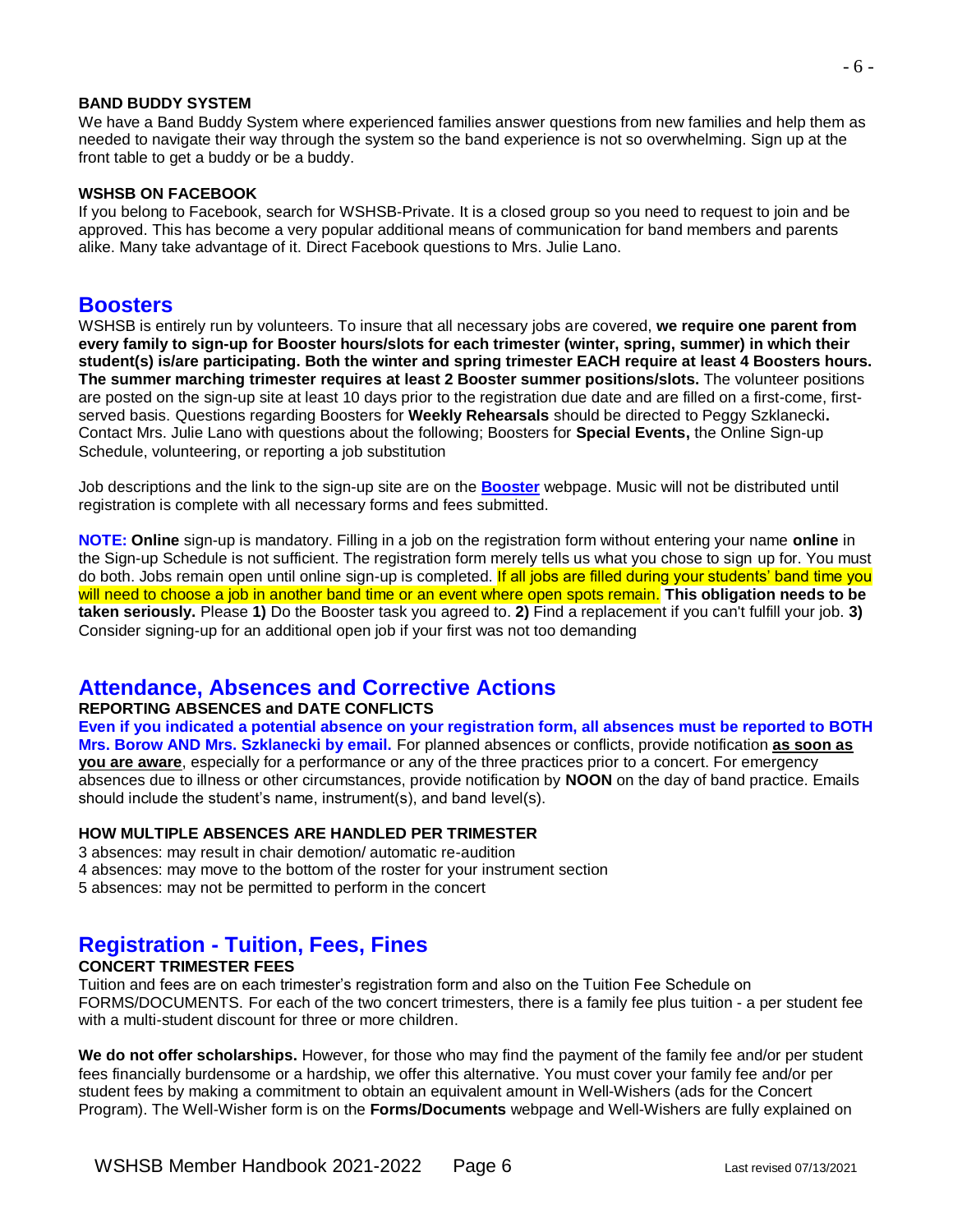**BAND BUDDY SYSTEM**

We have a Band Buddy System where experienced families answer questions from new families and help them as needed to navigate their way through the system so the band experience is not so overwhelming. Sign up at the front table to get a buddy or be a buddy.

**WSHSB ON FACEBOOK**

If you belong to Facebook, search for WSHSB-Private. It is a closed group so you need to request to join and be approved. This has become a very popular additional means of communication for band members and parents alike. Many take advantage of it. Direct Facebook questions to Mrs. Julie Lano.

## Boosters

WSHSB is entirely run by volunteers. To insure that all necessary jobs are covered, **we require one parent from every family to sign-up for Booster hours/slots for each trimester (winter, spring, summer) in which their student(s) is/are participating. Both the winter and spring trimester EACH require at least 4 Boosters hours. The summer marching trimester requires at least 2 Booster summer positions/slots.** The volunteer positions are posted on the sign-up site at least 10 days prior to the registration due date and are filled on a first-come, first-served basis. Questions regarding Boosters for **Weekly Rehearsals** should be directed to Peggy Szklanecki**.** Contact Mrs. Julie Lano with questions about the following; Boosters for **Special Events,** the Online Sign-up Schedule, volunteering, or reporting a job substitution

Job descriptions and the link to the sign-up site are on the **Booster** webpage. Music will not be distributed until registration is complete with all necessary forms and fees submitted.

**NOTE:** **Online** sign-up is mandatory. Filling in a job on the registration form without entering your name **online** in the Sign-up Schedule is not sufficient. The registration form merely tells us what you chose to sign up for. You must do both. Jobs remain open until online sign-up is completed. If all jobs are filled during your students' band time you will need to choose a job in another band time or an event where open spots remain. **This obligation needs to be taken seriously.** Please **1)** Do the Booster task you agreed to. **2)** Find a replacement if you can't fulfill your job. **3)** Consider signing-up for an additional open job if your first was not too demanding

## Attendance, Absences and Corrective Actions

**REPORTING ABSENCES and DATE CONFLICTS**

**Even if you indicated a potential absence on your registration form, all absences must be reported to BOTH Mrs. Borow AND Mrs. Szklanecki by email.** For planned absences or conflicts, provide notification **as soon as you are aware**, especially for a performance or any of the three practices prior to a concert. For emergency absences due to illness or other circumstances, provide notification by **NOON** on the day of band practice. Emails should include the student's name, instrument(s), and band level(s).

**HOW MULTIPLE ABSENCES ARE HANDLED PER TRIMESTER**

3 absences: may result in chair demotion/ automatic re-audition
4 absences: may move to the bottom of the roster for your instrument section
5 absences: may not be permitted to perform in the concert

## Registration - Tuition, Fees, Fines

**CONCERT TRIMESTER FEES**

Tuition and fees are on each trimester's registration form and also on the Tuition Fee Schedule on FORMS/DOCUMENTS. For each of the two concert trimesters, there is a family fee plus tuition - a per student fee with a multi-student discount for three or more children.

**We do not offer scholarships.** However, for those who may find the payment of the family fee and/or per student fees financially burdensome or a hardship, we offer this alternative. You must cover your family fee and/or per student fees by making a commitment to obtain an equivalent amount in Well-Wishers (ads for the Concert Program). The Well-Wisher form is on the **Forms/Documents** webpage and Well-Wishers are fully explained on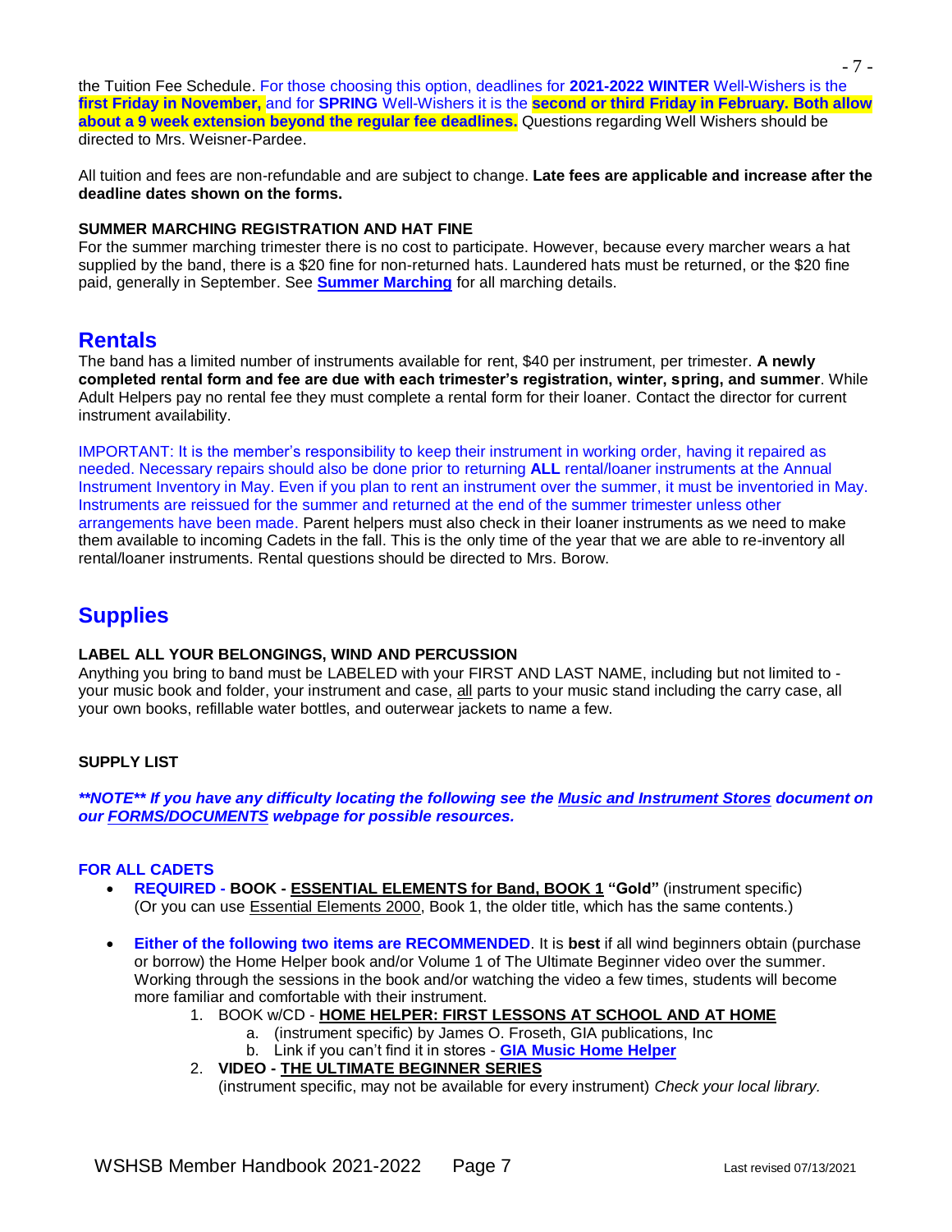the Tuition Fee Schedule. For those choosing this option, deadlines for **2021-2022 WINTER** Well-Wishers is the **first Friday in November,** and for **SPRING** Well-Wishers it is the **second or third Friday in February. Both allow about a 9 week extension beyond the regular fee deadlines.** Questions regarding Well Wishers should be directed to Mrs. Weisner-Pardee.

All tuition and fees are non-refundable and are subject to change. **Late fees are applicable and increase after the deadline dates shown on the forms.**

**SUMMER MARCHING REGISTRATION AND HAT FINE**

For the summer marching trimester there is no cost to participate. However, because every marcher wears a hat supplied by the band, there is a $20 fine for non-returned hats. Laundered hats must be returned, or the $20 fine paid, generally in September. See **Summer Marching** for all marching details.

## Rentals

The band has a limited number of instruments available for rent, $40 per instrument, per trimester. **A newly completed rental form and fee are due with each trimester's registration, winter, spring, and summer**. While Adult Helpers pay no rental fee they must complete a rental form for their loaner. Contact the director for current instrument availability.

IMPORTANT: It is the member's responsibility to keep their instrument in working order, having it repaired as needed. Necessary repairs should also be done prior to returning **ALL** rental/loaner instruments at the Annual Instrument Inventory in May. Even if you plan to rent an instrument over the summer, it must be inventoried in May. Instruments are reissued for the summer and returned at the end of the summer trimester unless other arrangements have been made. Parent helpers must also check in their loaner instruments as we need to make them available to incoming Cadets in the fall. This is the only time of the year that we are able to re-inventory all rental/loaner instruments. Rental questions should be directed to Mrs. Borow.

## Supplies

**LABEL ALL YOUR BELONGINGS, WIND AND PERCUSSION**

Anything you bring to band must be LABELED with your FIRST AND LAST NAME, including but not limited to - your music book and folder, your instrument and case, all parts to your music stand including the carry case, all your own books, refillable water bottles, and outerwear jackets to name a few.

**SUPPLY LIST**

***\*\*NOTE\*\* If you have any difficulty locating the following see the Music and Instrument Stores document on our FORMS/DOCUMENTS webpage for possible resources.***

**FOR ALL CADETS**

- **REQUIRED - BOOK - ESSENTIAL ELEMENTS for Band, BOOK 1 "Gold"** (instrument specific) (Or you can use Essential Elements 2000, Book 1, the older title, which has the same contents.)

- **Either of the following two items are RECOMMENDED**. It is **best** if all wind beginners obtain (purchase or borrow) the Home Helper book and/or Volume 1 of The Ultimate Beginner video over the summer. Working through the sessions in the book and/or watching the video a few times, students will become more familiar and comfortable with their instrument.
  1. BOOK w/CD - **HOME HELPER: FIRST LESSONS AT SCHOOL AND AT HOME**
     a. (instrument specific) by James O. Froseth, GIA publications, Inc
     b. Link if you can't find it in stores - **GIA Music Home Helper**
  2. **VIDEO - THE ULTIMATE BEGINNER SERIES**
     (instrument specific, may not be available for every instrument) *Check your local library.*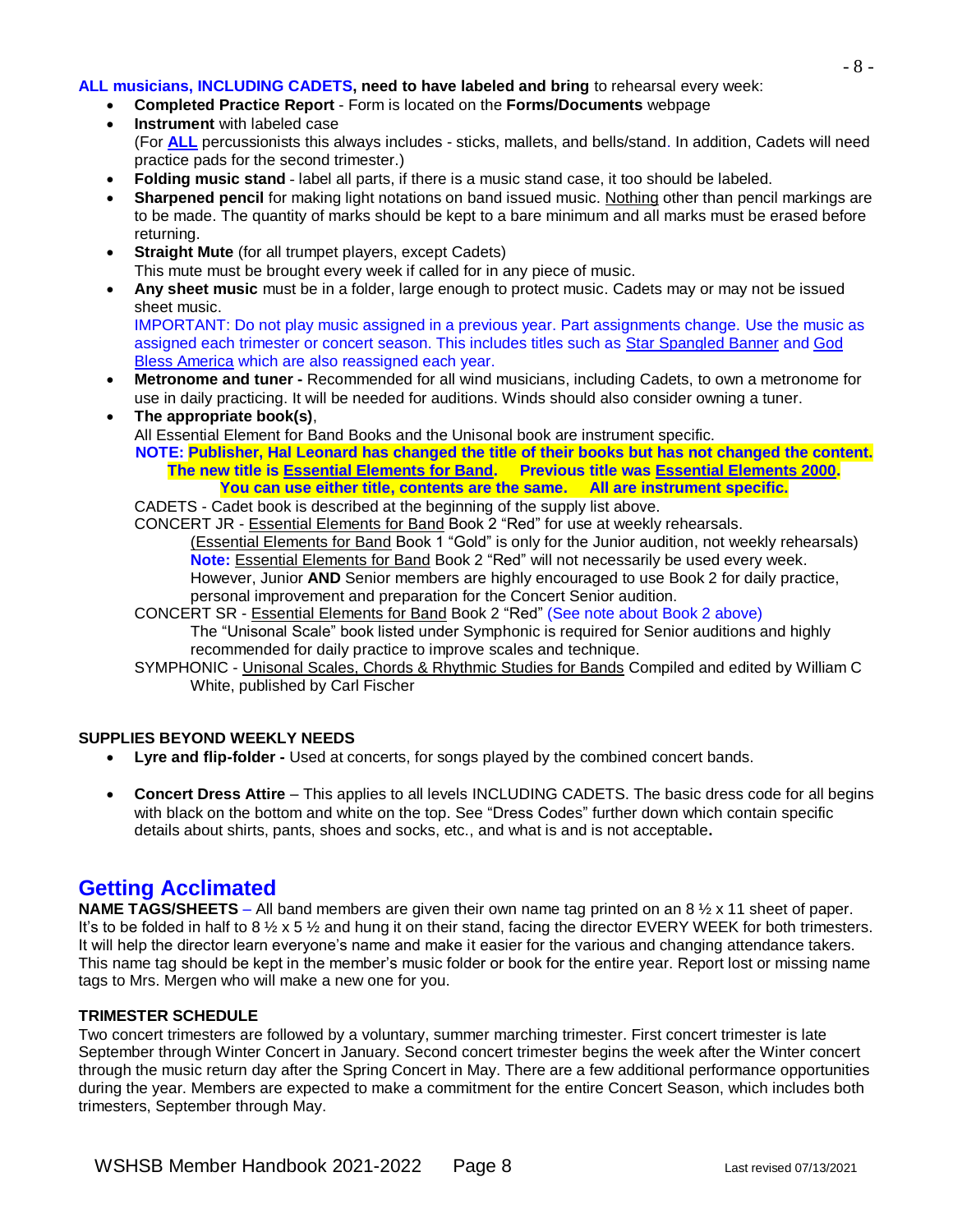**ALL musicians, INCLUDING CADETS, need to have labeled and bring** to rehearsal every week:

- **Completed Practice Report** - Form is located on the **Forms/Documents** webpage
- **Instrument** with labeled case
  (For **ALL** percussionists this always includes - sticks, mallets, and bells/stand. In addition, Cadets will need practice pads for the second trimester.)
- **Folding music stand** - label all parts, if there is a music stand case, it too should be labeled.
- **Sharpened pencil** for making light notations on band issued music. Nothing other than pencil markings are to be made. The quantity of marks should be kept to a bare minimum and all marks must be erased before returning.
- **Straight Mute** (for all trumpet players, except Cadets)
  This mute must be brought every week if called for in any piece of music.
- **Any sheet music** must be in a folder, large enough to protect music. Cadets may or may not be issued sheet music.
  IMPORTANT: Do not play music assigned in a previous year. Part assignments change. Use the music as assigned each trimester or concert season. This includes titles such as Star Spangled Banner and God Bless America which are also reassigned each year.
- **Metronome and tuner -** Recommended for all wind musicians, including Cadets, to own a metronome for use in daily practicing. It will be needed for auditions. Winds should also consider owning a tuner.
- **The appropriate book(s)**,
  All Essential Element for Band Books and the Unisonal book are instrument specific.
  **NOTE: Publisher, Hal Leonard has changed the title of their books but has not changed the content. The new title is Essential Elements for Band. Previous title was Essential Elements 2000. You can use either title, contents are the same. All are instrument specific.**
  CADETS - Cadet book is described at the beginning of the supply list above.
  CONCERT JR - Essential Elements for Band Book 2 "Red" for use at weekly rehearsals.
  (Essential Elements for Band Book 1 "Gold" is only for the Junior audition, not weekly rehearsals)
  **Note:** Essential Elements for Band Book 2 "Red" will not necessarily be used every week. However, Junior **AND** Senior members are highly encouraged to use Book 2 for daily practice, personal improvement and preparation for the Concert Senior audition.
  CONCERT SR - Essential Elements for Band Book 2 "Red" (See note about Book 2 above)
  The "Unisonal Scale" book listed under Symphonic is required for Senior auditions and highly recommended for daily practice to improve scales and technique.
  SYMPHONIC - Unisonal Scales, Chords & Rhythmic Studies for Bands Compiled and edited by William C White, published by Carl Fischer

**SUPPLIES BEYOND WEEKLY NEEDS**

- **Lyre and flip-folder -** Used at concerts, for songs played by the combined concert bands.
- **Concert Dress Attire** – This applies to all levels INCLUDING CADETS. The basic dress code for all begins with black on the bottom and white on the top. See "Dress Codes" further down which contain specific details about shirts, pants, shoes and socks, etc., and what is and is not acceptable**.**

## Getting Acclimated

**NAME TAGS/SHEETS** – All band members are given their own name tag printed on an 8 ½ x 11 sheet of paper. It's to be folded in half to 8 ½ x 5 ½ and hung it on their stand, facing the director EVERY WEEK for both trimesters. It will help the director learn everyone's name and make it easier for the various and changing attendance takers. This name tag should be kept in the member's music folder or book for the entire year. Report lost or missing name tags to Mrs. Mergen who will make a new one for you.

**TRIMESTER SCHEDULE**

Two concert trimesters are followed by a voluntary, summer marching trimester. First concert trimester is late September through Winter Concert in January. Second concert trimester begins the week after the Winter concert through the music return day after the Spring Concert in May. There are a few additional performance opportunities during the year. Members are expected to make a commitment for the entire Concert Season, which includes both trimesters, September through May.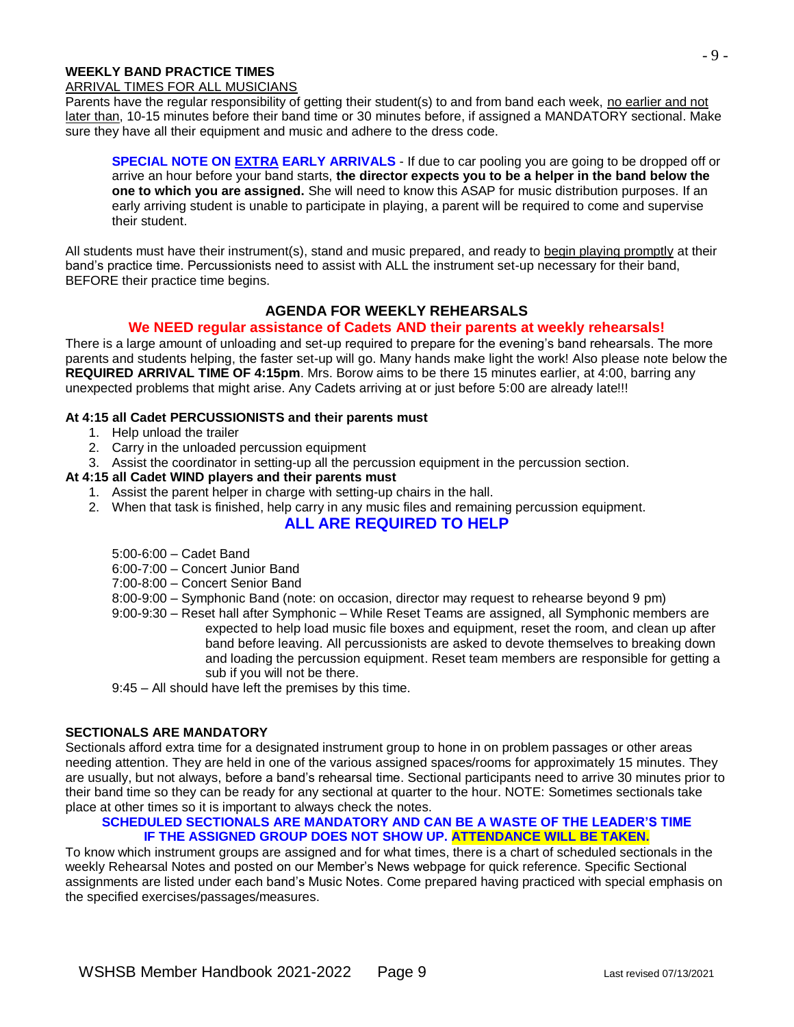## WEEKLY BAND PRACTICE TIMES

ARRIVAL TIMES FOR ALL MUSICIANS

Parents have the regular responsibility of getting their student(s) to and from band each week, no earlier and not later than, 10-15 minutes before their band time or 30 minutes before, if assigned a MANDATORY sectional. Make sure they have all their equipment and music and adhere to the dress code.

> **SPECIAL NOTE ON EXTRA EARLY ARRIVALS** - If due to car pooling you are going to be dropped off or arrive an hour before your band starts, **the director expects you to be a helper in the band below the one to which you are assigned.** She will need to know this ASAP for music distribution purposes. If an early arriving student is unable to participate in playing, a parent will be required to come and supervise their student.

All students must have their instrument(s), stand and music prepared, and ready to begin playing promptly at their band's practice time. Percussionists need to assist with ALL the instrument set-up necessary for their band, BEFORE their practice time begins.

## AGENDA FOR WEEKLY REHEARSALS

**We NEED regular assistance of Cadets AND their parents at weekly rehearsals!**

There is a large amount of unloading and set-up required to prepare for the evening's band rehearsals. The more parents and students helping, the faster set-up will go. Many hands make light the work! Also please note below the **REQUIRED ARRIVAL TIME OF 4:15pm**. Mrs. Borow aims to be there 15 minutes earlier, at 4:00, barring any unexpected problems that might arise. Any Cadets arriving at or just before 5:00 are already late!!!

**At 4:15 all Cadet PERCUSSIONISTS and their parents must**

1. Help unload the trailer
2. Carry in the unloaded percussion equipment
3. Assist the coordinator in setting-up all the percussion equipment in the percussion section.

**At 4:15 all Cadet WIND players and their parents must**

1. Assist the parent helper in charge with setting-up chairs in the hall.
2. When that task is finished, help carry in any music files and remaining percussion equipment.

**ALL ARE REQUIRED TO HELP**

- 5:00-6:00 – Cadet Band
- 6:00-7:00 – Concert Junior Band
- 7:00-8:00 – Concert Senior Band
- 8:00-9:00 – Symphonic Band (note: on occasion, director may request to rehearse beyond 9 pm)
- 9:00-9:30 – Reset hall after Symphonic – While Reset Teams are assigned, all Symphonic members are expected to help load music file boxes and equipment, reset the room, and clean up after band before leaving. All percussionists are asked to devote themselves to breaking down and loading the percussion equipment. Reset team members are responsible for getting a sub if you will not be there.
- 9:45 – All should have left the premises by this time.

## SECTIONALS ARE MANDATORY

Sectionals afford extra time for a designated instrument group to hone in on problem passages or other areas needing attention. They are held in one of the various assigned spaces/rooms for approximately 15 minutes. They are usually, but not always, before a band's rehearsal time. Sectional participants need to arrive 30 minutes prior to their band time so they can be ready for any sectional at quarter to the hour. NOTE: Sometimes sectionals take place at other times so it is important to always check the notes.

**SCHEDULED SECTIONALS ARE MANDATORY AND CAN BE A WASTE OF THE LEADER'S TIME IF THE ASSIGNED GROUP DOES NOT SHOW UP. ATTENDANCE WILL BE TAKEN.**

To know which instrument groups are assigned and for what times, there is a chart of scheduled sectionals in the weekly Rehearsal Notes and posted on our Member's News webpage for quick reference. Specific Sectional assignments are listed under each band's Music Notes. Come prepared having practiced with special emphasis on the specified exercises/passages/measures.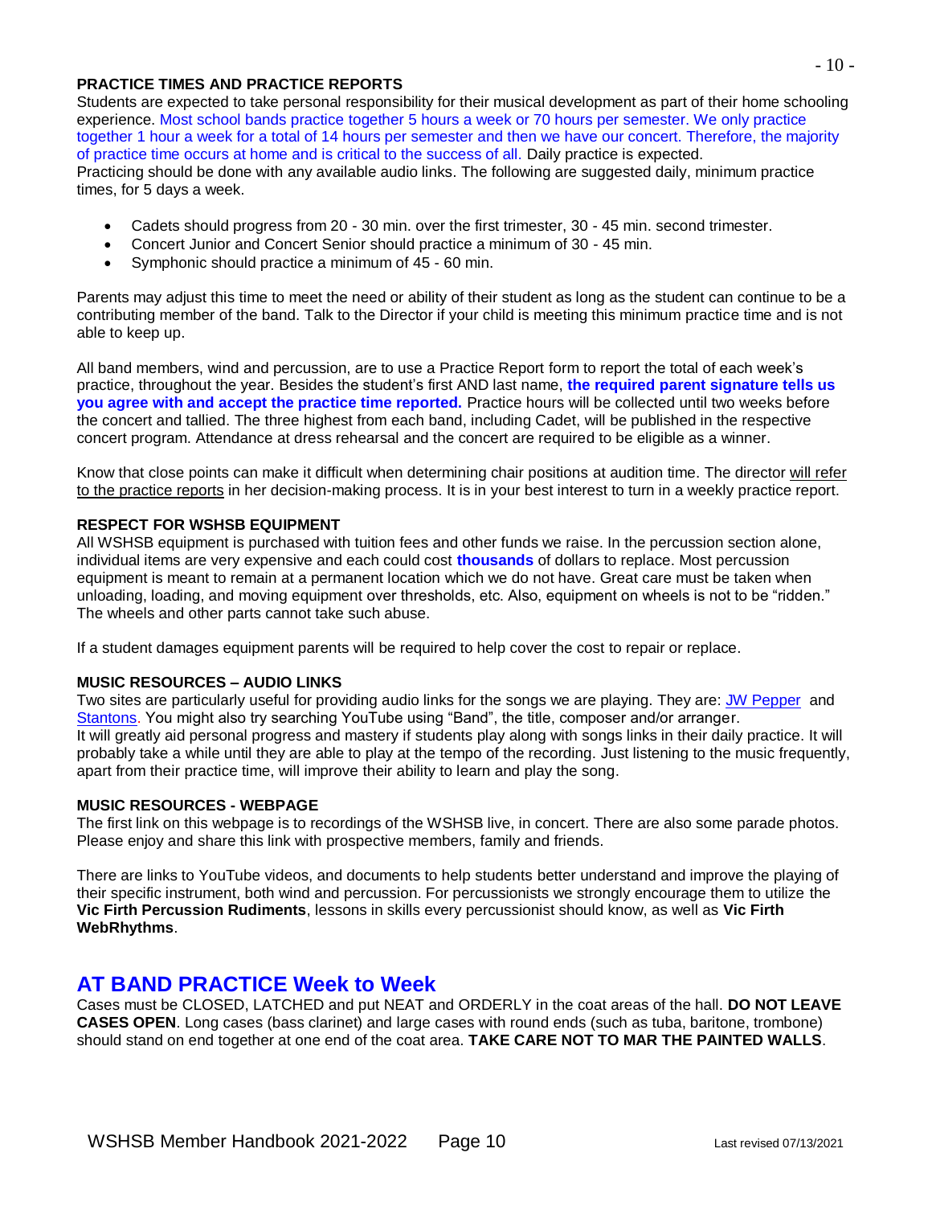### PRACTICE TIMES AND PRACTICE REPORTS

Students are expected to take personal responsibility for their musical development as part of their home schooling experience. Most school bands practice together 5 hours a week or 70 hours per semester. We only practice together 1 hour a week for a total of 14 hours per semester and then we have our concert. Therefore, the majority of practice time occurs at home and is critical to the success of all. Daily practice is expected.
Practicing should be done with any available audio links. The following are suggested daily, minimum practice times, for 5 days a week.

- Cadets should progress from 20 - 30 min. over the first trimester, 30 - 45 min. second trimester.
- Concert Junior and Concert Senior should practice a minimum of 30 - 45 min.
- Symphonic should practice a minimum of 45 - 60 min.

Parents may adjust this time to meet the need or ability of their student as long as the student can continue to be a contributing member of the band. Talk to the Director if your child is meeting this minimum practice time and is not able to keep up.

All band members, wind and percussion, are to use a Practice Report form to report the total of each week's practice, throughout the year. Besides the student's first AND last name, **the required parent signature tells us you agree with and accept the practice time reported.** Practice hours will be collected until two weeks before the concert and tallied. The three highest from each band, including Cadet, will be published in the respective concert program. Attendance at dress rehearsal and the concert are required to be eligible as a winner.

Know that close points can make it difficult when determining chair positions at audition time. The director will refer to the practice reports in her decision-making process. It is in your best interest to turn in a weekly practice report.

### RESPECT FOR WSHSB EQUIPMENT

All WSHSB equipment is purchased with tuition fees and other funds we raise. In the percussion section alone, individual items are very expensive and each could cost **thousands** of dollars to replace. Most percussion equipment is meant to remain at a permanent location which we do not have. Great care must be taken when unloading, loading, and moving equipment over thresholds, etc. Also, equipment on wheels is not to be "ridden." The wheels and other parts cannot take such abuse.

If a student damages equipment parents will be required to help cover the cost to repair or replace.

### MUSIC RESOURCES – AUDIO LINKS

Two sites are particularly useful for providing audio links for the songs we are playing. They are: JW Pepper and Stantons. You might also try searching YouTube using "Band", the title, composer and/or arranger.
It will greatly aid personal progress and mastery if students play along with songs links in their daily practice. It will probably take a while until they are able to play at the tempo of the recording. Just listening to the music frequently, apart from their practice time, will improve their ability to learn and play the song.

### MUSIC RESOURCES - WEBPAGE

The first link on this webpage is to recordings of the WSHSB live, in concert. There are also some parade photos. Please enjoy and share this link with prospective members, family and friends.

There are links to YouTube videos, and documents to help students better understand and improve the playing of their specific instrument, both wind and percussion. For percussionists we strongly encourage them to utilize the **Vic Firth Percussion Rudiments**, lessons in skills every percussionist should know, as well as **Vic Firth WebRhythms**.

## AT BAND PRACTICE Week to Week

Cases must be CLOSED, LATCHED and put NEAT and ORDERLY in the coat areas of the hall. **DO NOT LEAVE CASES OPEN**. Long cases (bass clarinet) and large cases with round ends (such as tuba, baritone, trombone) should stand on end together at one end of the coat area. **TAKE CARE NOT TO MAR THE PAINTED WALLS**.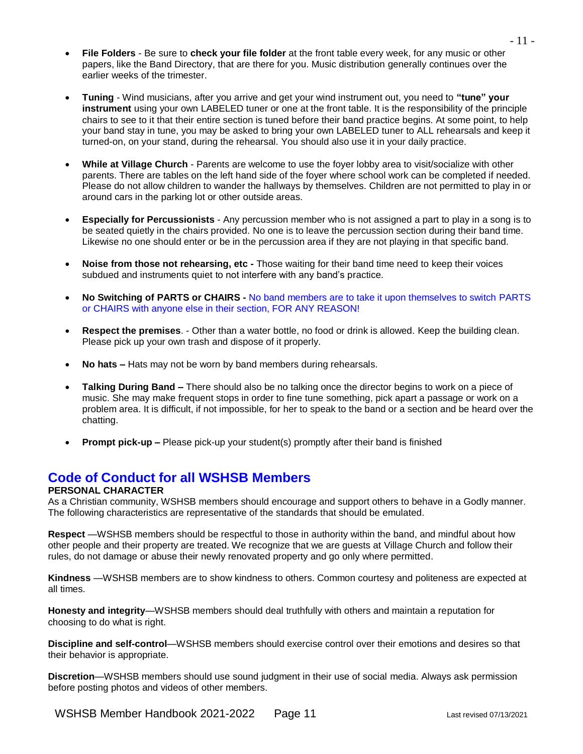- **File Folders** - Be sure to **check your file folder** at the front table every week, for any music or other papers, like the Band Directory, that are there for you. Music distribution generally continues over the earlier weeks of the trimester.

- **Tuning** - Wind musicians, after you arrive and get your wind instrument out, you need to **"tune" your instrument** using your own LABELED tuner or one at the front table. It is the responsibility of the principle chairs to see to it that their entire section is tuned before their band practice begins. At some point, to help your band stay in tune, you may be asked to bring your own LABELED tuner to ALL rehearsals and keep it turned-on, on your stand, during the rehearsal. You should also use it in your daily practice.

- **While at Village Church** - Parents are welcome to use the foyer lobby area to visit/socialize with other parents. There are tables on the left hand side of the foyer where school work can be completed if needed. Please do not allow children to wander the hallways by themselves. Children are not permitted to play in or around cars in the parking lot or other outside areas.

- **Especially for Percussionists** - Any percussion member who is not assigned a part to play in a song is to be seated quietly in the chairs provided. No one is to leave the percussion section during their band time. Likewise no one should enter or be in the percussion area if they are not playing in that specific band.

- **Noise from those not rehearsing, etc -** Those waiting for their band time need to keep their voices subdued and instruments quiet to not interfere with any band's practice.

- **No Switching of PARTS or CHAIRS -** No band members are to take it upon themselves to switch PARTS or CHAIRS with anyone else in their section, FOR ANY REASON!

- **Respect the premises**. - Other than a water bottle, no food or drink is allowed. Keep the building clean. Please pick up your own trash and dispose of it properly.

- **No hats –** Hats may not be worn by band members during rehearsals.

- **Talking During Band –** There should also be no talking once the director begins to work on a piece of music. She may make frequent stops in order to fine tune something, pick apart a passage or work on a problem area. It is difficult, if not impossible, for her to speak to the band or a section and be heard over the chatting.

- **Prompt pick-up –** Please pick-up your student(s) promptly after their band is finished

## Code of Conduct for all WSHSB Members

**PERSONAL CHARACTER**

As a Christian community, WSHSB members should encourage and support others to behave in a Godly manner. The following characteristics are representative of the standards that should be emulated.

**Respect** —WSHSB members should be respectful to those in authority within the band, and mindful about how other people and their property are treated. We recognize that we are guests at Village Church and follow their rules, do not damage or abuse their newly renovated property and go only where permitted.

**Kindness** —WSHSB members are to show kindness to others. Common courtesy and politeness are expected at all times.

**Honesty and integrity**—WSHSB members should deal truthfully with others and maintain a reputation for choosing to do what is right.

**Discipline and self-control**—WSHSB members should exercise control over their emotions and desires so that their behavior is appropriate.

**Discretion**—WSHSB members should use sound judgment in their use of social media. Always ask permission before posting photos and videos of other members.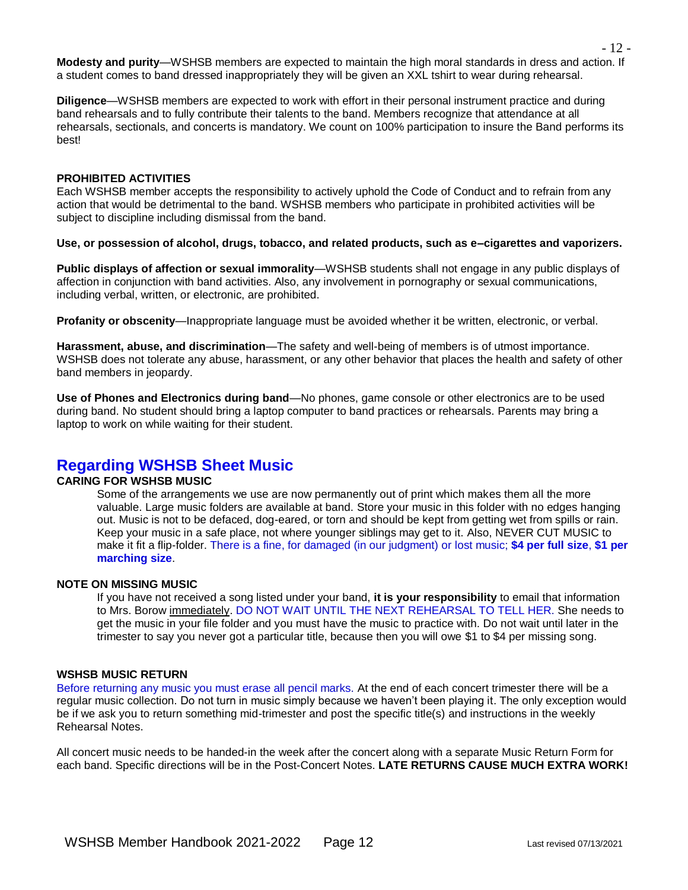**Modesty and purity**—WSHSB members are expected to maintain the high moral standards in dress and action. If a student comes to band dressed inappropriately they will be given an XXL tshirt to wear during rehearsal.

**Diligence**—WSHSB members are expected to work with effort in their personal instrument practice and during band rehearsals and to fully contribute their talents to the band. Members recognize that attendance at all rehearsals, sectionals, and concerts is mandatory. We count on 100% participation to insure the Band performs its best!

**PROHIBITED ACTIVITIES**

Each WSHSB member accepts the responsibility to actively uphold the Code of Conduct and to refrain from any action that would be detrimental to the band. WSHSB members who participate in prohibited activities will be subject to discipline including dismissal from the band.

**Use, or possession of alcohol, drugs, tobacco, and related products, such as e–cigarettes and vaporizers.**

**Public displays of affection or sexual immorality**—WSHSB students shall not engage in any public displays of affection in conjunction with band activities. Also, any involvement in pornography or sexual communications, including verbal, written, or electronic, are prohibited.

**Profanity or obscenity**—Inappropriate language must be avoided whether it be written, electronic, or verbal.

**Harassment, abuse, and discrimination**—The safety and well-being of members is of utmost importance. WSHSB does not tolerate any abuse, harassment, or any other behavior that places the health and safety of other band members in jeopardy.

**Use of Phones and Electronics during band**—No phones, game console or other electronics are to be used during band. No student should bring a laptop computer to band practices or rehearsals. Parents may bring a laptop to work on while waiting for their student.

## Regarding WSHSB Sheet Music

**CARING FOR WSHSB MUSIC**

Some of the arrangements we use are now permanently out of print which makes them all the more valuable. Large music folders are available at band. Store your music in this folder with no edges hanging out. Music is not to be defaced, dog-eared, or torn and should be kept from getting wet from spills or rain. Keep your music in a safe place, not where younger siblings may get to it. Also, NEVER CUT MUSIC to make it fit a flip-folder. There is a fine, for damaged (in our judgment) or lost music; **$4 per full size**, **$1 per marching size**.

**NOTE ON MISSING MUSIC**

If you have not received a song listed under your band, **it is your responsibility** to email that information to Mrs. Borow immediately. DO NOT WAIT UNTIL THE NEXT REHEARSAL TO TELL HER. She needs to get the music in your file folder and you must have the music to practice with. Do not wait until later in the trimester to say you never got a particular title, because then you will owe $1 to $4 per missing song.

**WSHSB MUSIC RETURN**

Before returning any music you must erase all pencil marks. At the end of each concert trimester there will be a regular music collection. Do not turn in music simply because we haven't been playing it. The only exception would be if we ask you to return something mid-trimester and post the specific title(s) and instructions in the weekly Rehearsal Notes.

All concert music needs to be handed-in the week after the concert along with a separate Music Return Form for each band. Specific directions will be in the Post-Concert Notes. **LATE RETURNS CAUSE MUCH EXTRA WORK!**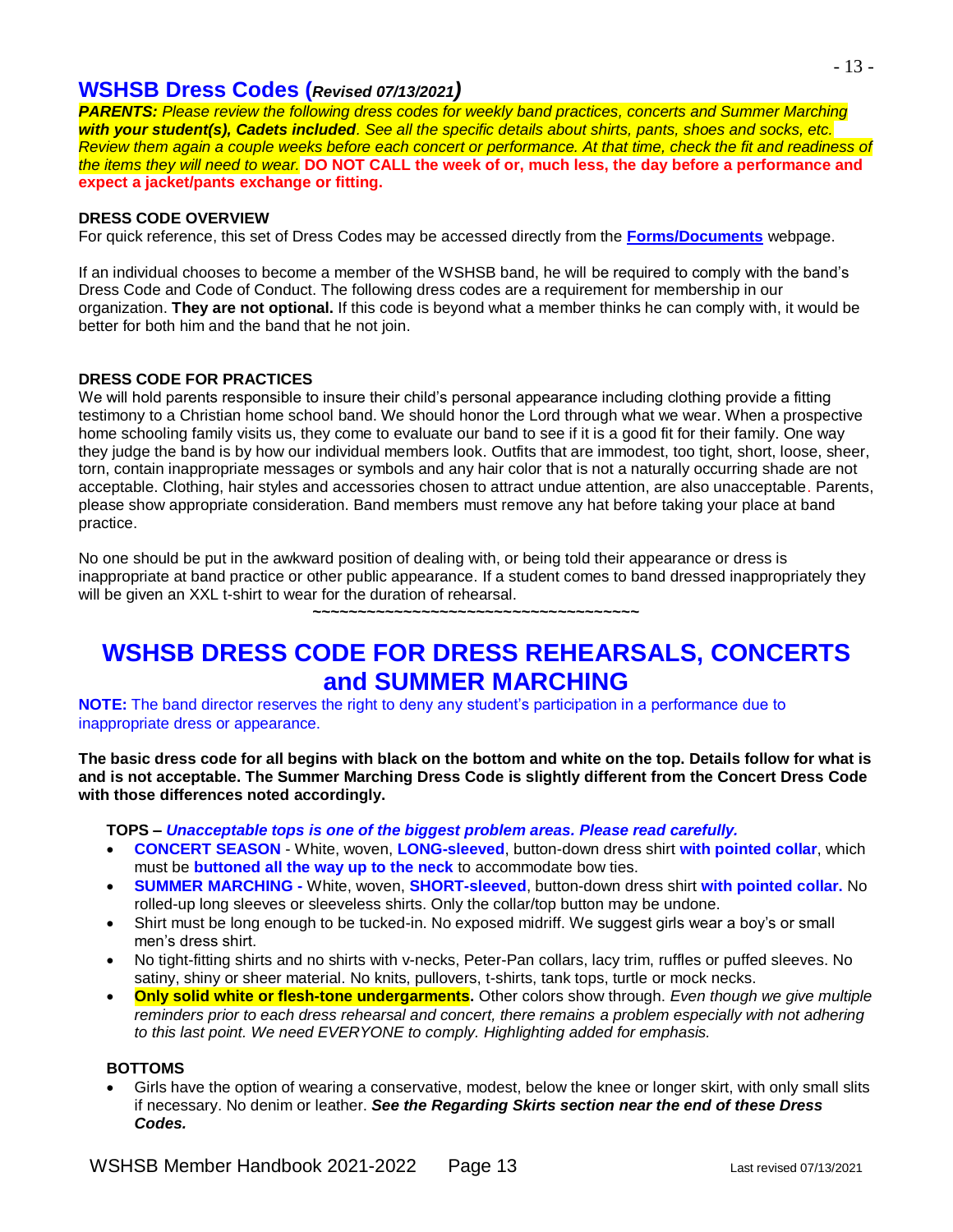## WSHSB Dress Codes (*Revised 07/13/2021*)

***PARENTS:*** *Please review the following dress codes for weekly band practices, concerts and Summer Marching* ***with your student(s), Cadets included****. See all the specific details about shirts, pants, shoes and socks, etc. Review them again a couple weeks before each concert or performance. At that time, check the fit and readiness of the items they will need to wear.* **DO NOT CALL the week of or, much less, the day before a performance and expect a jacket/pants exchange or fitting.**

**DRESS CODE OVERVIEW**

For quick reference, this set of Dress Codes may be accessed directly from the **Forms/Documents** webpage.

If an individual chooses to become a member of the WSHSB band, he will be required to comply with the band's Dress Code and Code of Conduct. The following dress codes are a requirement for membership in our organization. **They are not optional.** If this code is beyond what a member thinks he can comply with, it would be better for both him and the band that he not join.

**DRESS CODE FOR PRACTICES**

We will hold parents responsible to insure their child's personal appearance including clothing provide a fitting testimony to a Christian home school band. We should honor the Lord through what we wear. When a prospective home schooling family visits us, they come to evaluate our band to see if it is a good fit for their family. One way they judge the band is by how our individual members look. Outfits that are immodest, too tight, short, loose, sheer, torn, contain inappropriate messages or symbols and any hair color that is not a naturally occurring shade are not acceptable. Clothing, hair styles and accessories chosen to attract undue attention, are also unacceptable. Parents, please show appropriate consideration. Band members must remove any hat before taking your place at band practice.

No one should be put in the awkward position of dealing with, or being told their appearance or dress is inappropriate at band practice or other public appearance. If a student comes to band dressed inappropriately they will be given an XXL t-shirt to wear for the duration of rehearsal.

~~~~~~~~~~~~~~~~~~~~~~~~~~~~~~~~~~~~~~

# WSHSB DRESS CODE FOR DRESS REHEARSALS, CONCERTS and SUMMER MARCHING

**NOTE:** The band director reserves the right to deny any student's participation in a performance due to inappropriate dress or appearance.

**The basic dress code for all begins with black on the bottom and white on the top. Details follow for what is and is not acceptable. The Summer Marching Dress Code is slightly different from the Concert Dress Code with those differences noted accordingly.**

**TOPS –** ***Unacceptable tops is one of the biggest problem areas. Please read carefully.***

- **CONCERT SEASON** - White, woven, **LONG-sleeved**, button-down dress shirt **with pointed collar**, which must be **buttoned all the way up to the neck** to accommodate bow ties.
- **SUMMER MARCHING -** White, woven, **SHORT-sleeved**, button-down dress shirt **with pointed collar.** No rolled-up long sleeves or sleeveless shirts. Only the collar/top button may be undone.
- Shirt must be long enough to be tucked-in. No exposed midriff. We suggest girls wear a boy's or small men's dress shirt.
- No tight-fitting shirts and no shirts with v-necks, Peter-Pan collars, lacy trim, ruffles or puffed sleeves. No satiny, shiny or sheer material. No knits, pullovers, t-shirts, tank tops, turtle or mock necks.
- **Only solid white or flesh-tone undergarments.** Other colors show through. *Even though we give multiple reminders prior to each dress rehearsal and concert, there remains a problem especially with not adhering to this last point. We need EVERYONE to comply. Highlighting added for emphasis.*

**BOTTOMS**

- Girls have the option of wearing a conservative, modest, below the knee or longer skirt, with only small slits if necessary. No denim or leather. ***See the Regarding Skirts section near the end of these Dress Codes.***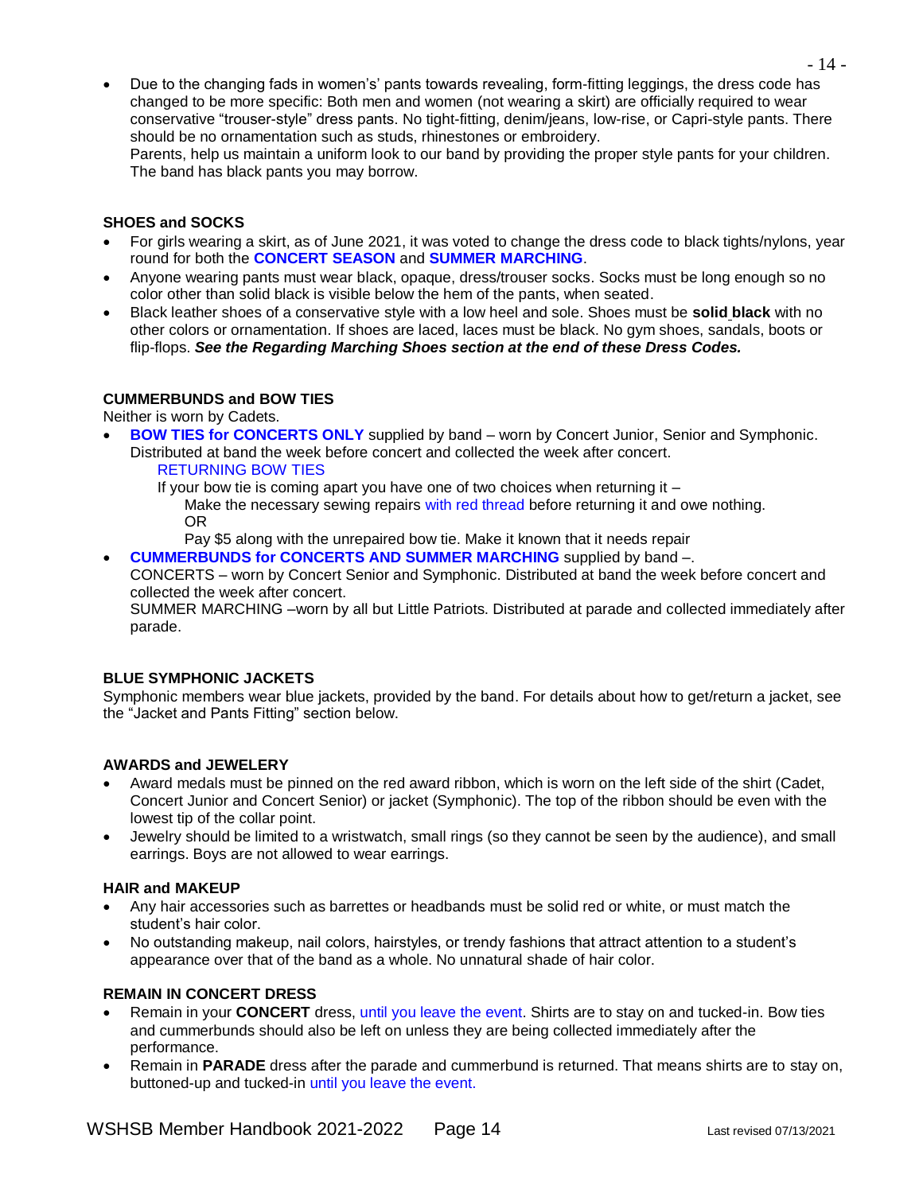- Due to the changing fads in women's' pants towards revealing, form-fitting leggings, the dress code has changed to be more specific: Both men and women (not wearing a skirt) are officially required to wear conservative "trouser-style" dress pants. No tight-fitting, denim/jeans, low-rise, or Capri-style pants. There should be no ornamentation such as studs, rhinestones or embroidery.
  Parents, help us maintain a uniform look to our band by providing the proper style pants for your children. The band has black pants you may borrow.

**SHOES and SOCKS**

- For girls wearing a skirt, as of June 2021, it was voted to change the dress code to black tights/nylons, year round for both the **CONCERT SEASON** and **SUMMER MARCHING**.
- Anyone wearing pants must wear black, opaque, dress/trouser socks. Socks must be long enough so no color other than solid black is visible below the hem of the pants, when seated.
- Black leather shoes of a conservative style with a low heel and sole. Shoes must be **solid black** with no other colors or ornamentation. If shoes are laced, laces must be black. No gym shoes, sandals, boots or flip-flops. ***See the Regarding Marching Shoes section at the end of these Dress Codes.***

**CUMMERBUNDS and BOW TIES**

Neither is worn by Cadets.

- **BOW TIES for CONCERTS ONLY** supplied by band – worn by Concert Junior, Senior and Symphonic. Distributed at band the week before concert and collected the week after concert.
  - RETURNING BOW TIES
    If your bow tie is coming apart you have one of two choices when returning it –
    - Make the necessary sewing repairs with red thread before returning it and owe nothing.
      OR
      Pay $5 along with the unrepaired bow tie. Make it known that it needs repair
- **CUMMERBUNDS for CONCERTS AND SUMMER MARCHING** supplied by band –.
  CONCERTS – worn by Concert Senior and Symphonic. Distributed at band the week before concert and collected the week after concert.
  SUMMER MARCHING –worn by all but Little Patriots. Distributed at parade and collected immediately after parade.

**BLUE SYMPHONIC JACKETS**

Symphonic members wear blue jackets, provided by the band. For details about how to get/return a jacket, see the "Jacket and Pants Fitting" section below.

**AWARDS and JEWELERY**

- Award medals must be pinned on the red award ribbon, which is worn on the left side of the shirt (Cadet, Concert Junior and Concert Senior) or jacket (Symphonic). The top of the ribbon should be even with the lowest tip of the collar point.
- Jewelry should be limited to a wristwatch, small rings (so they cannot be seen by the audience), and small earrings. Boys are not allowed to wear earrings.

**HAIR and MAKEUP**

- Any hair accessories such as barrettes or headbands must be solid red or white, or must match the student's hair color.
- No outstanding makeup, nail colors, hairstyles, or trendy fashions that attract attention to a student's appearance over that of the band as a whole. No unnatural shade of hair color.

**REMAIN IN CONCERT DRESS**

- Remain in your **CONCERT** dress, until you leave the event. Shirts are to stay on and tucked-in. Bow ties and cummerbunds should also be left on unless they are being collected immediately after the performance.
- Remain in **PARADE** dress after the parade and cummerbund is returned. That means shirts are to stay on, buttoned-up and tucked-in until you leave the event.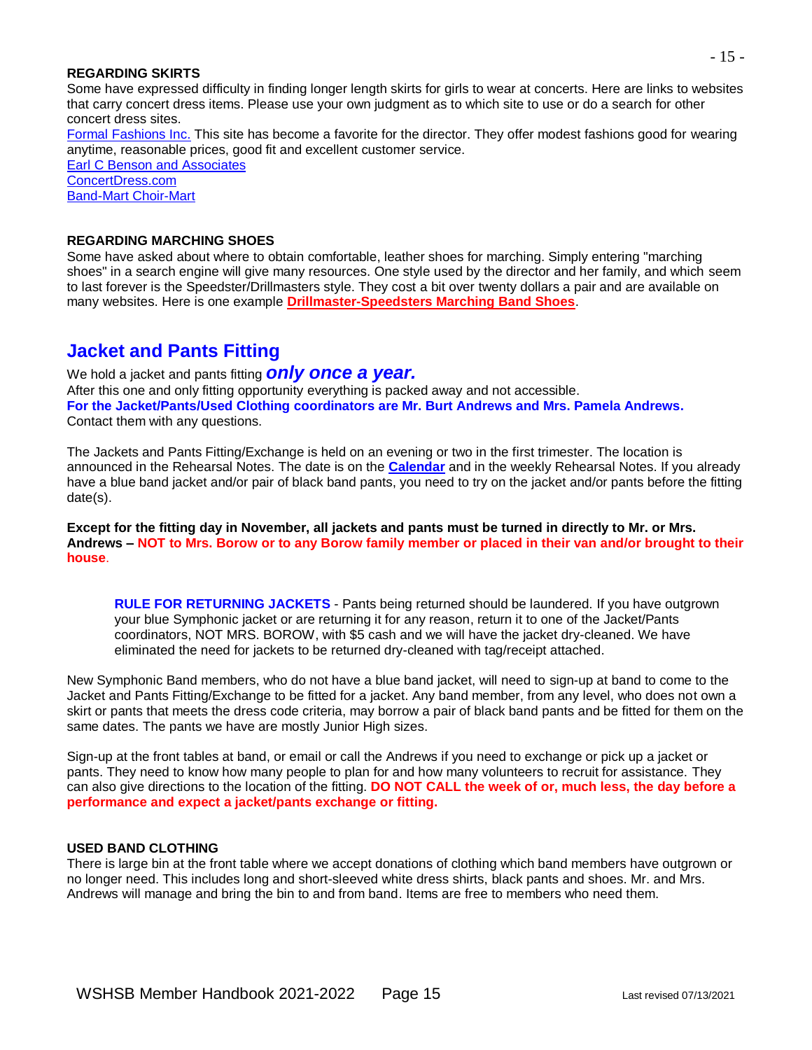**REGARDING SKIRTS**

Some have expressed difficulty in finding longer length skirts for girls to wear at concerts. Here are links to websites that carry concert dress items. Please use your own judgment as to which site to use or do a search for other concert dress sites.

Formal Fashions Inc. This site has become a favorite for the director. They offer modest fashions good for wearing anytime, reasonable prices, good fit and excellent customer service.

Earl C Benson and Associates

ConcertDress.com

Band-Mart Choir-Mart

**REGARDING MARCHING SHOES**

Some have asked about where to obtain comfortable, leather shoes for marching. Simply entering "marching shoes" in a search engine will give many resources. One style used by the director and her family, and which seem to last forever is the Speedster/Drillmasters style. They cost a bit over twenty dollars a pair and are available on many websites. Here is one example **Drillmaster-Speedsters Marching Band Shoes**.

## Jacket and Pants Fitting

We hold a jacket and pants fitting ***only once a year.***

After this one and only fitting opportunity everything is packed away and not accessible.

**For the Jacket/Pants/Used Clothing coordinators are Mr. Burt Andrews and Mrs. Pamela Andrews.**

Contact them with any questions.

The Jackets and Pants Fitting/Exchange is held on an evening or two in the first trimester. The location is announced in the Rehearsal Notes. The date is on the **Calendar** and in the weekly Rehearsal Notes. If you already have a blue band jacket and/or pair of black band pants, you need to try on the jacket and/or pants before the fitting date(s).

**Except for the fitting day in November, all jackets and pants must be turned in directly to Mr. or Mrs. Andrews – NOT to Mrs. Borow or to any Borow family member or placed in their van and/or brought to their house**.

> **RULE FOR RETURNING JACKETS** - Pants being returned should be laundered. If you have outgrown your blue Symphonic jacket or are returning it for any reason, return it to one of the Jacket/Pants coordinators, NOT MRS. BOROW, with $5 cash and we will have the jacket dry-cleaned. We have eliminated the need for jackets to be returned dry-cleaned with tag/receipt attached.

New Symphonic Band members, who do not have a blue band jacket, will need to sign-up at band to come to the Jacket and Pants Fitting/Exchange to be fitted for a jacket. Any band member, from any level, who does not own a skirt or pants that meets the dress code criteria, may borrow a pair of black band pants and be fitted for them on the same dates. The pants we have are mostly Junior High sizes.

Sign-up at the front tables at band, or email or call the Andrews if you need to exchange or pick up a jacket or pants. They need to know how many people to plan for and how many volunteers to recruit for assistance. They can also give directions to the location of the fitting. **DO NOT CALL the week of or, much less, the day before a performance and expect a jacket/pants exchange or fitting.**

**USED BAND CLOTHING**

There is large bin at the front table where we accept donations of clothing which band members have outgrown or no longer need. This includes long and short-sleeved white dress shirts, black pants and shoes. Mr. and Mrs. Andrews will manage and bring the bin to and from band. Items are free to members who need them.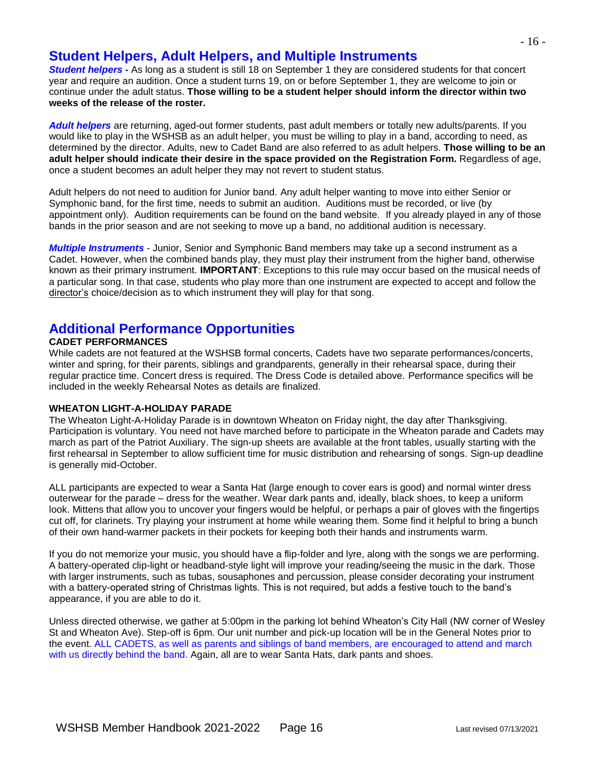## Student Helpers, Adult Helpers, and Multiple Instruments

***Student helpers*** - As long as a student is still 18 on September 1 they are considered students for that concert year and require an audition. Once a student turns 19, on or before September 1, they are welcome to join or continue under the adult status. **Those willing to be a student helper should inform the director within two weeks of the release of the roster.**

***Adult helpers*** are returning, aged-out former students, past adult members or totally new adults/parents. If you would like to play in the WSHSB as an adult helper, you must be willing to play in a band, according to need, as determined by the director. Adults, new to Cadet Band are also referred to as adult helpers. **Those willing to be an adult helper should indicate their desire in the space provided on the Registration Form.** Regardless of age, once a student becomes an adult helper they may not revert to student status.

Adult helpers do not need to audition for Junior band. Any adult helper wanting to move into either Senior or Symphonic band, for the first time, needs to submit an audition. Auditions must be recorded, or live (by appointment only). Audition requirements can be found on the band website. If you already played in any of those bands in the prior season and are not seeking to move up a band, no additional audition is necessary.

***Multiple Instruments*** - Junior, Senior and Symphonic Band members may take up a second instrument as a Cadet. However, when the combined bands play, they must play their instrument from the higher band, otherwise known as their primary instrument. **IMPORTANT**: Exceptions to this rule may occur based on the musical needs of a particular song. In that case, students who play more than one instrument are expected to accept and follow the director's choice/decision as to which instrument they will play for that song.

## Additional Performance Opportunities

**CADET PERFORMANCES**

While cadets are not featured at the WSHSB formal concerts, Cadets have two separate performances/concerts, winter and spring, for their parents, siblings and grandparents, generally in their rehearsal space, during their regular practice time. Concert dress is required. The Dress Code is detailed above. Performance specifics will be included in the weekly Rehearsal Notes as details are finalized.

**WHEATON LIGHT-A-HOLIDAY PARADE**

The Wheaton Light-A-Holiday Parade is in downtown Wheaton on Friday night, the day after Thanksgiving. Participation is voluntary. You need not have marched before to participate in the Wheaton parade and Cadets may march as part of the Patriot Auxiliary. The sign-up sheets are available at the front tables, usually starting with the first rehearsal in September to allow sufficient time for music distribution and rehearsing of songs. Sign-up deadline is generally mid-October.

ALL participants are expected to wear a Santa Hat (large enough to cover ears is good) and normal winter dress outerwear for the parade – dress for the weather. Wear dark pants and, ideally, black shoes, to keep a uniform look. Mittens that allow you to uncover your fingers would be helpful, or perhaps a pair of gloves with the fingertips cut off, for clarinets. Try playing your instrument at home while wearing them. Some find it helpful to bring a bunch of their own hand-warmer packets in their pockets for keeping both their hands and instruments warm.

If you do not memorize your music, you should have a flip-folder and lyre, along with the songs we are performing. A battery-operated clip-light or headband-style light will improve your reading/seeing the music in the dark. Those with larger instruments, such as tubas, sousaphones and percussion, please consider decorating your instrument with a battery-operated string of Christmas lights. This is not required, but adds a festive touch to the band's appearance, if you are able to do it.

Unless directed otherwise, we gather at 5:00pm in the parking lot behind Wheaton's City Hall (NW corner of Wesley St and Wheaton Ave). Step-off is 6pm. Our unit number and pick-up location will be in the General Notes prior to the event. ALL CADETS, as well as parents and siblings of band members, are encouraged to attend and march with us directly behind the band. Again, all are to wear Santa Hats, dark pants and shoes.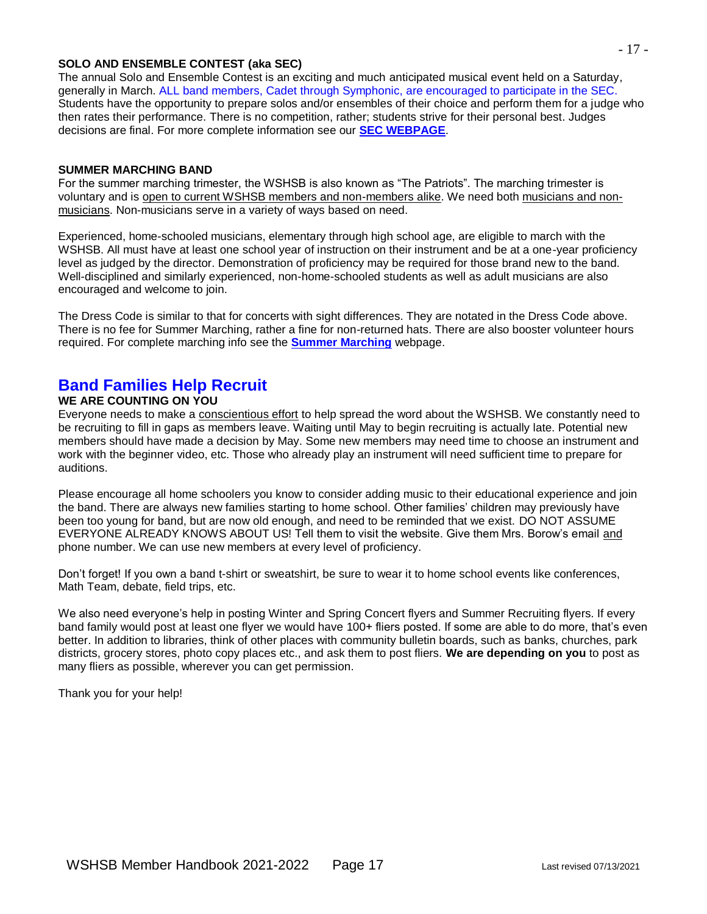**SOLO AND ENSEMBLE CONTEST (aka SEC)**

The annual Solo and Ensemble Contest is an exciting and much anticipated musical event held on a Saturday, generally in March. ALL band members, Cadet through Symphonic, are encouraged to participate in the SEC. Students have the opportunity to prepare solos and/or ensembles of their choice and perform them for a judge who then rates their performance. There is no competition, rather; students strive for their personal best. Judges decisions are final. For more complete information see our **SEC WEBPAGE**.

**SUMMER MARCHING BAND**

For the summer marching trimester, the WSHSB is also known as "The Patriots". The marching trimester is voluntary and is open to current WSHSB members and non-members alike. We need both musicians and non-musicians. Non-musicians serve in a variety of ways based on need.

Experienced, home-schooled musicians, elementary through high school age, are eligible to march with the WSHSB. All must have at least one school year of instruction on their instrument and be at a one-year proficiency level as judged by the director. Demonstration of proficiency may be required for those brand new to the band. Well-disciplined and similarly experienced, non-home-schooled students as well as adult musicians are also encouraged and welcome to join.

The Dress Code is similar to that for concerts with sight differences. They are notated in the Dress Code above. There is no fee for Summer Marching, rather a fine for non-returned hats. There are also booster volunteer hours required. For complete marching info see the **Summer Marching** webpage.

## Band Families Help Recruit

**WE ARE COUNTING ON YOU**

Everyone needs to make a conscientious effort to help spread the word about the WSHSB. We constantly need to be recruiting to fill in gaps as members leave. Waiting until May to begin recruiting is actually late. Potential new members should have made a decision by May. Some new members may need time to choose an instrument and work with the beginner video, etc. Those who already play an instrument will need sufficient time to prepare for auditions.

Please encourage all home schoolers you know to consider adding music to their educational experience and join the band. There are always new families starting to home school. Other families' children may previously have been too young for band, but are now old enough, and need to be reminded that we exist. DO NOT ASSUME EVERYONE ALREADY KNOWS ABOUT US! Tell them to visit the website. Give them Mrs. Borow's email and phone number. We can use new members at every level of proficiency.

Don't forget! If you own a band t-shirt or sweatshirt, be sure to wear it to home school events like conferences, Math Team, debate, field trips, etc.

We also need everyone's help in posting Winter and Spring Concert flyers and Summer Recruiting flyers. If every band family would post at least one flyer we would have 100+ fliers posted. If some are able to do more, that's even better. In addition to libraries, think of other places with community bulletin boards, such as banks, churches, park districts, grocery stores, photo copy places etc., and ask them to post fliers. **We are depending on you** to post as many fliers as possible, wherever you can get permission.

Thank you for your help!